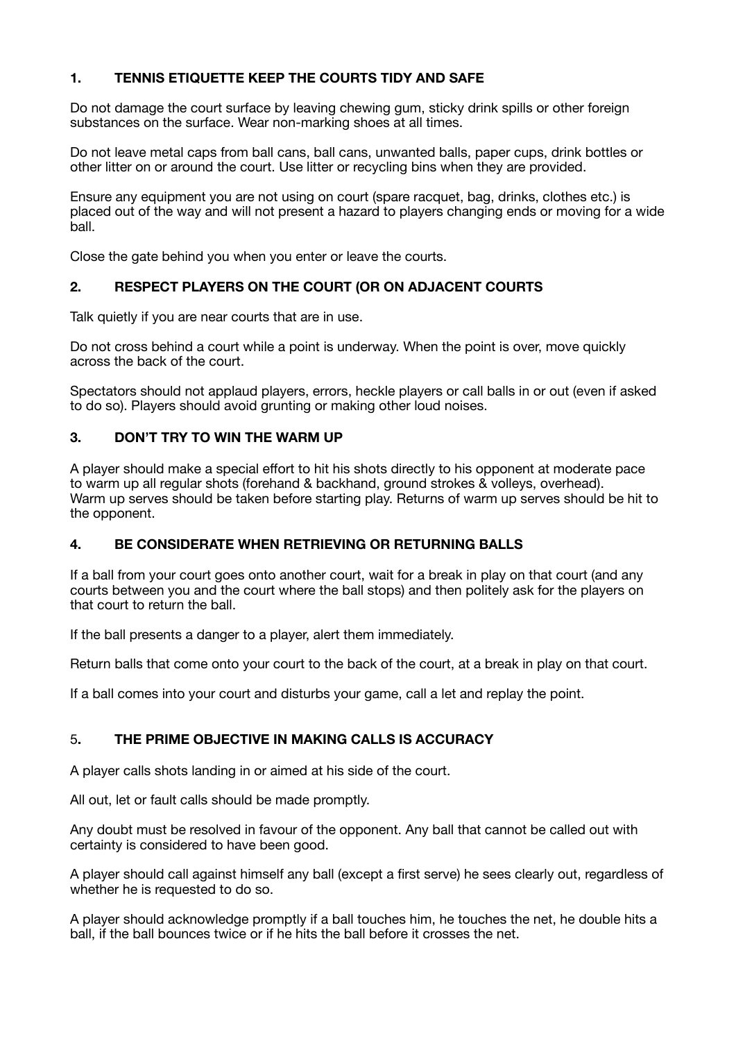## 1. TENNIS ETIQUETTE KEEP THE COURTS TIDY AND SAFE

Do not damage the court surface by leaving chewing gum, sticky drink spills or other foreign substances on the surface. Wear non-marking shoes at all times.

Do not leave metal caps from ball cans, ball cans, unwanted balls, paper cups, drink bottles or other litter on or around the court. Use litter or recycling bins when they are provided.

Ensure any equipment you are not using on court (spare racquet, bag, drinks, clothes etc.) is placed out of the way and will not present a hazard to players changing ends or moving for a wide ball.

Close the gate behind you when you enter or leave the courts.

## 2. RESPECT PLAYERS ON THE COURT (OR ON ADJACENT COURTS

Talk quietly if you are near courts that are in use.

Do not cross behind a court while a point is underway. When the point is over, move quickly across the back of the court.

Spectators should not applaud players, errors, heckle players or call balls in or out (even if asked to do so). Players should avoid grunting or making other loud noises.

## 3. DON'T TRY TO WIN THE WARM UP

A player should make a special effort to hit his shots directly to his opponent at moderate pace to warm up all regular shots (forehand & backhand, ground strokes & volleys, overhead). Warm up serves should be taken before starting play. Returns of warm up serves should be hit to the opponent.

## 4. BE CONSIDERATE WHEN RETRIEVING OR RETURNING BALLS

If a ball from your court goes onto another court, wait for a break in play on that court (and any courts between you and the court where the ball stops) and then politely ask for the players on that court to return the ball.

If the ball presents a danger to a player, alert them immediately.

Return balls that come onto your court to the back of the court, at a break in play on that court.

If a ball comes into your court and disturbs your game, call a let and replay the point.

## 5. THE PRIME OBJECTIVE IN MAKING CALLS IS ACCURACY

A player calls shots landing in or aimed at his side of the court.

All out, let or fault calls should be made promptly.

Any doubt must be resolved in favour of the opponent. Any ball that cannot be called out with certainty is considered to have been good.

A player should call against himself any ball (except a first serve) he sees clearly out, regardless of whether he is requested to do so.

A player should acknowledge promptly if a ball touches him, he touches the net, he double hits a ball, if the ball bounces twice or if he hits the ball before it crosses the net.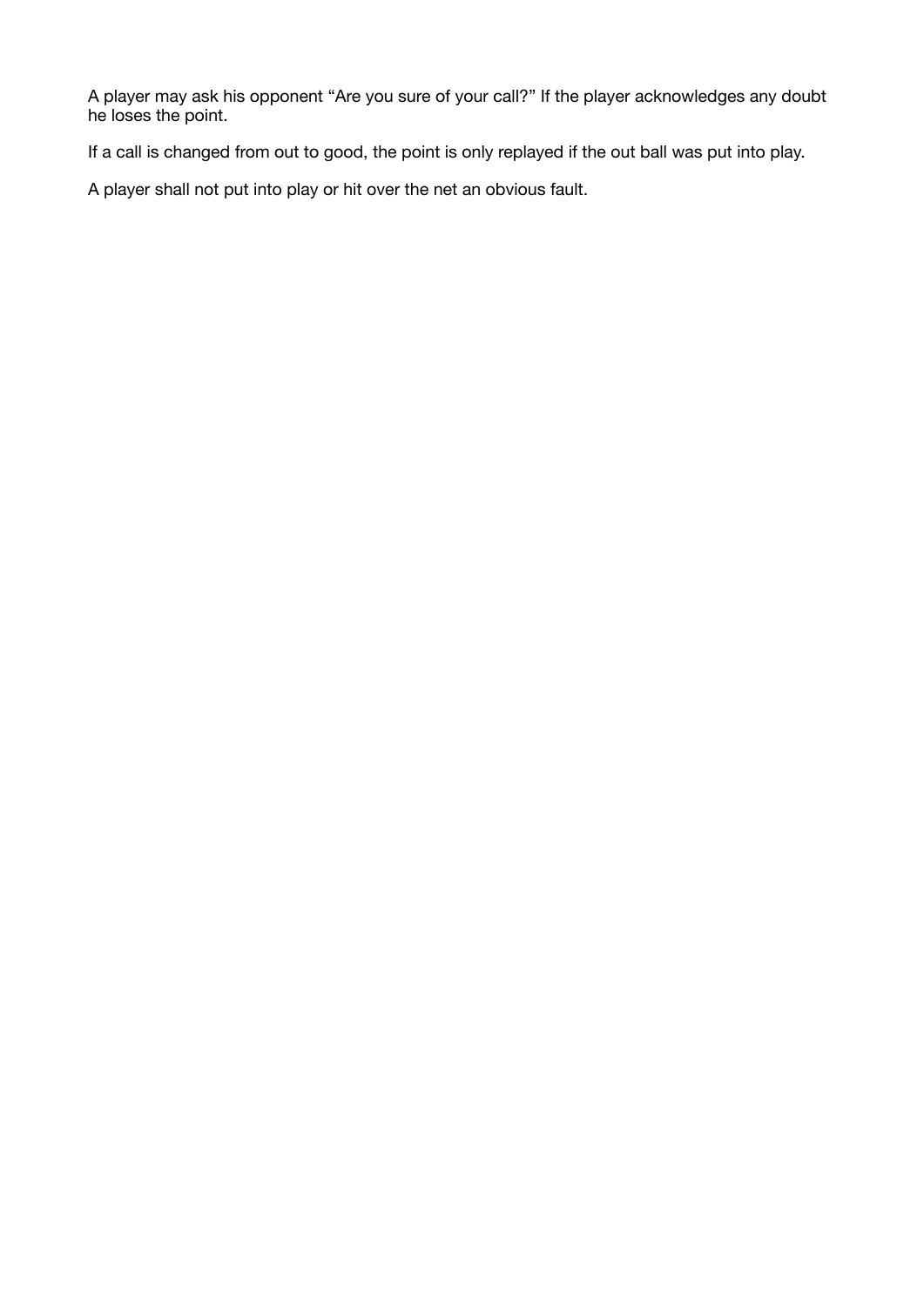A player may ask his opponent “Are you sure of your call?” If the player acknowledges any doubt he loses the point.

If a call is changed from out to good, the point is only replayed if the out ball was put into play.

A player shall not put into play or hit over the net an obvious fault.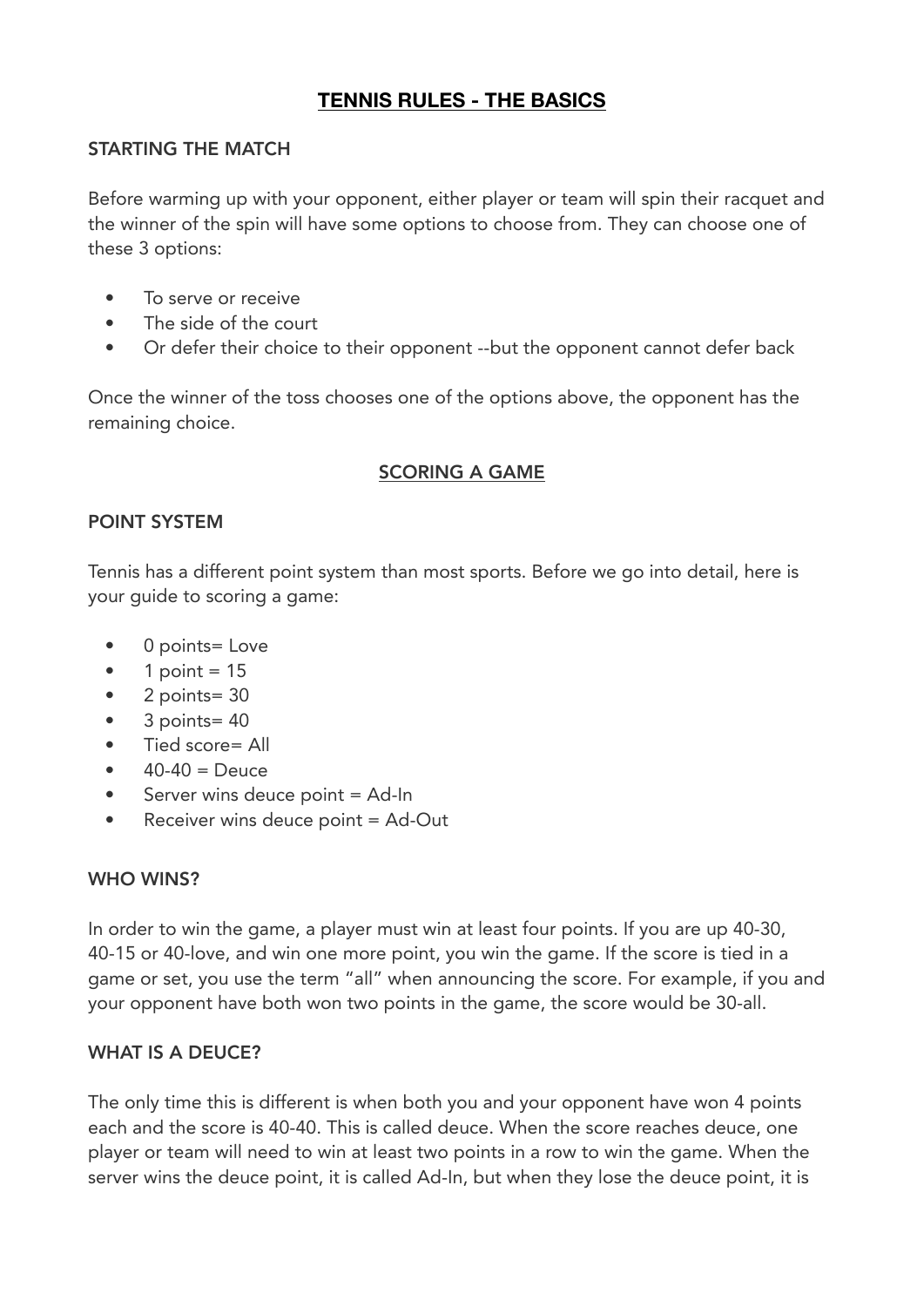# TENNIS RULES - THE BASICS

### STARTING THE MATCH

Before warming up with your opponent, either player or team will spin their racquet and the winner of the spin will have some options to choose from. They can choose one of these 3 options:

- To serve or receive
- The side of the court
- Or defer their choice to their opponent --but the opponent cannot defer back

Once the winner of the toss chooses one of the options above, the opponent has the remaining choice.

## SCORING A GAME

### POINT SYSTEM

Tennis has a different point system than most sports. Before we go into detail, here is your guide to scoring a game:

- 0 points= Love
- 1 point = 15
- 2 points= 30
- 3 points= 40
- Tied score= All
- 40-40 = Deuce
- Server wins deuce point = Ad-In
- Receiver wins deuce point = Ad-Out

### WHO WINS?

In order to win the game, a player must win at least four points. If you are up 40-30, 40-15 or 40-love, and win one more point, you win the game. If the score is tied in a game or set, you use the term "all" when announcing the score. For example, if you and your opponent have both won two points in the game, the score would be 30-all.

### WHAT IS A DEUCE?

The only time this is different is when both you and your opponent have won 4 points each and the score is 40-40. This is called deuce. When the score reaches deuce, one player or team will need to win at least two points in a row to win the game. When the server wins the deuce point, it is called Ad-In, but when they lose the deuce point, it is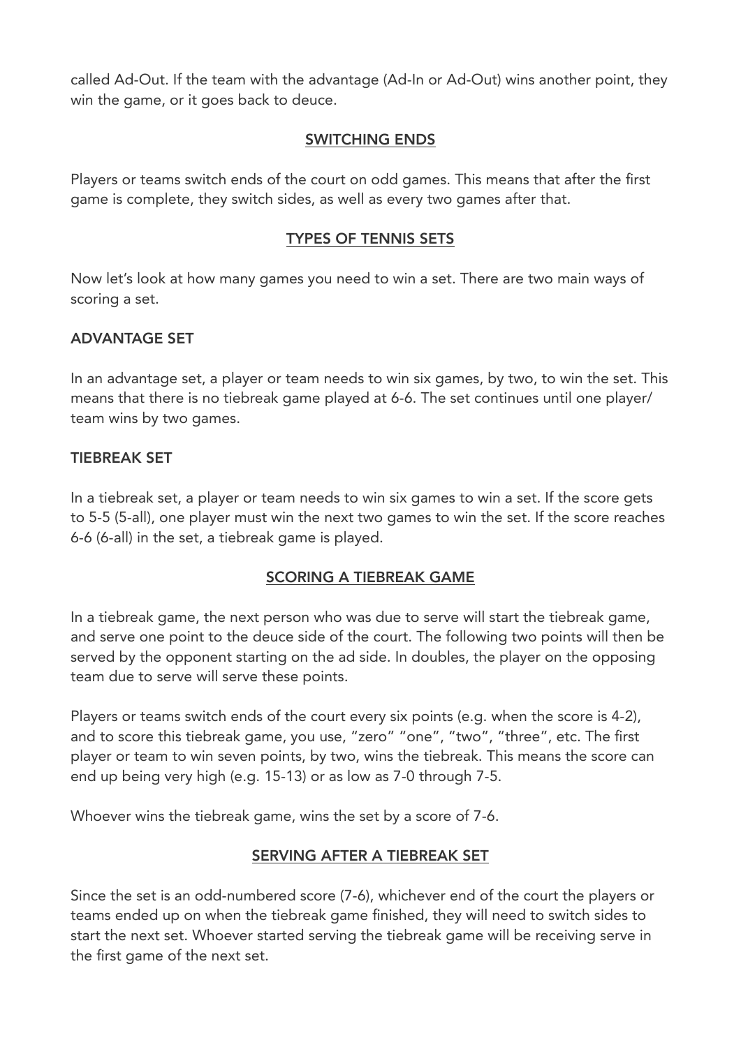called Ad-Out. If the team with the advantage (Ad-In or Ad-Out) wins another point, they win the game, or it goes back to deuce.

## SWITCHING ENDS

Players or teams switch ends of the court on odd games. This means that after the first game is complete, they switch sides, as well as every two games after that.

## TYPES OF TENNIS SETS

Now let's look at how many games you need to win a set. There are two main ways of scoring a set.

### ADVANTAGE SET

In an advantage set, a player or team needs to win six games, by two, to win the set. This means that there is no tiebreak game played at 6-6. The set continues until one player/ team wins by two games.

### TIEBREAK SET

In a tiebreak set, a player or team needs to win six games to win a set. If the score gets to 5-5 (5-all), one player must win the next two games to win the set. If the score reaches 6-6 (6-all) in the set, a tiebreak game is played.

## SCORING A TIEBREAK GAME

In a tiebreak game, the next person who was due to serve will start the tiebreak game, and serve one point to the deuce side of the court. The following two points will then be served by the opponent starting on the ad side. In doubles, the player on the opposing team due to serve will serve these points.

Players or teams switch ends of the court every six points (e.g. when the score is 4-2), and to score this tiebreak game, you use, "zero" "one", "two", "three", etc. The first player or team to win seven points, by two, wins the tiebreak. This means the score can end up being very high (e.g. 15-13) or as low as 7-0 through 7-5.

Whoever wins the tiebreak game, wins the set by a score of 7-6.

## SERVING AFTER A TIEBREAK SET

Since the set is an odd-numbered score (7-6), whichever end of the court the players or teams ended up on when the tiebreak game finished, they will need to switch sides to start the next set. Whoever started serving the tiebreak game will be receiving serve in the first game of the next set.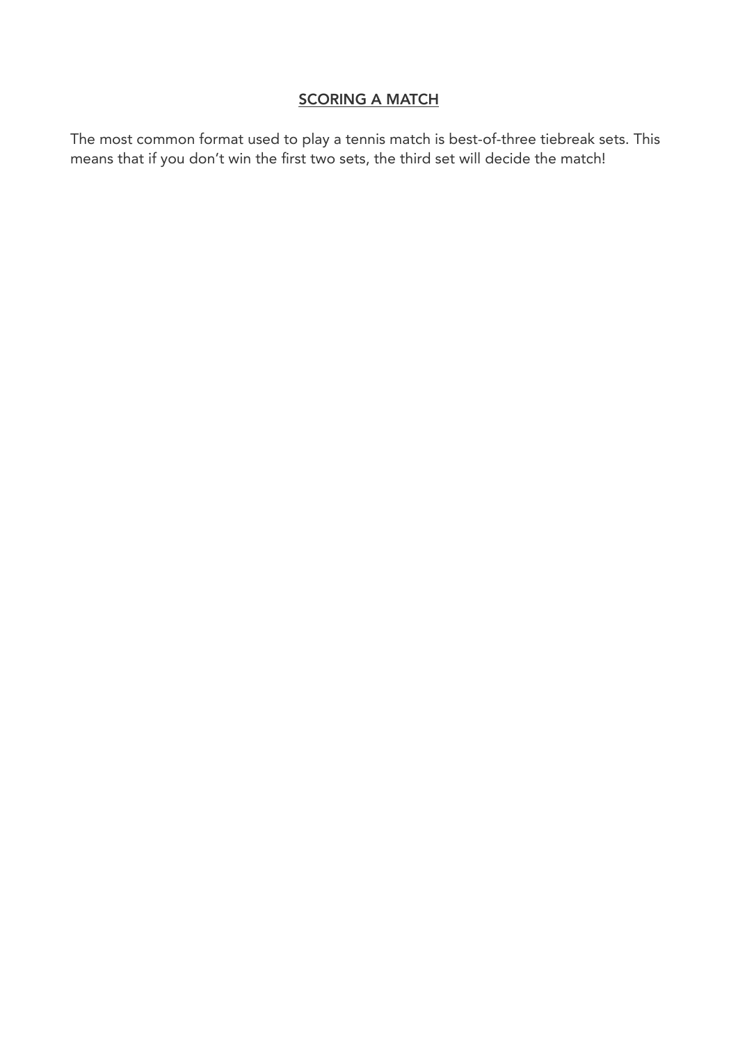## SCORING A MATCH

The most common format used to play a tennis match is best-of-three tiebreak sets. This means that if you don't win the first two sets, the third set will decide the match!